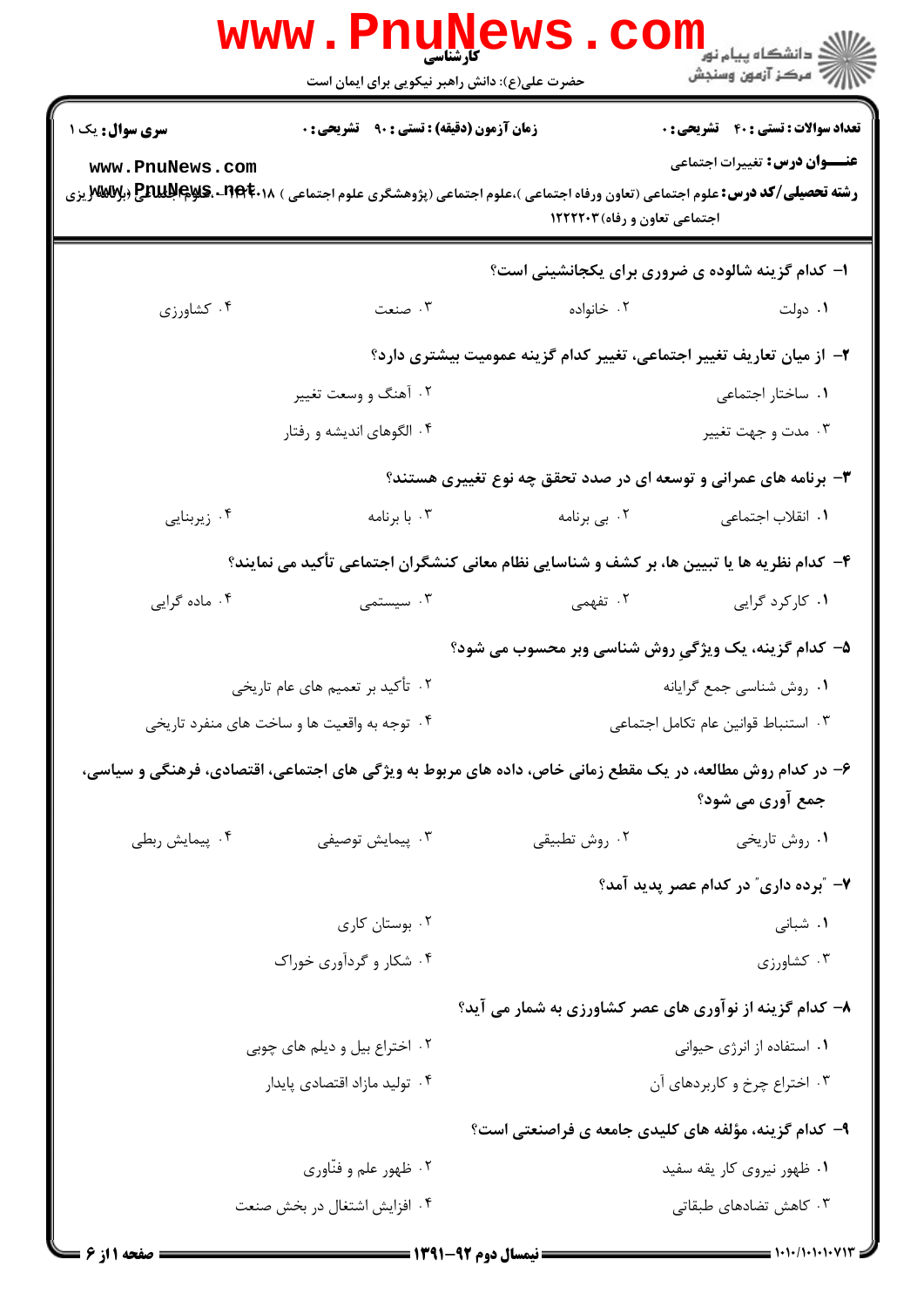کارشناسی

حضرت علی(ع): دانش راهبر نیکویی برای ایمان است

دانشگاه پیام نور
مرکز آزمون وسنجش

**تعداد سوالات : تستی : ۴۰ تشریحی : ۰** **زمان آزمون (دقیقه) : تستی : ۹۰ تشریحی : ۰** **سری سوال : یک ۱**

**عنـــوان درس:** تغییرات اجتماعی

**رشته تحصیلی/کد درس:** علوم اجتماعی (تعاون ورفاه اجتماعی )،علوم اجتماعی (پژوهشگری علوم اجتماعی ) ۱۲۲۲۰۱۸ - ،علوم اجتماعی (برنامه ریزی اجتماعی تعاون و رفاه)۱۲۲۲۲۰۳

**۱- کدام گزینه شالوده ی ضروری برای یکجانشینی است؟**

۱. دولت
۲. خانواده
۳. صنعت
۴. کشاورزی

**۲- از میان تعاریف تغییر اجتماعی، تغییر کدام گزینه عمومیت بیشتری دارد؟**

۱. ساختار اجتماعی
۲. آهنگ و وسعت تغییر
۳. مدت و جهت تغییر
۴. الگوهای اندیشه و رفتار

**۳- برنامه های عمرانی و توسعه ای در صدد تحقق چه نوع تغییری هستند؟**

۱. انقلاب اجتماعی
۲. بی برنامه
۳. با برنامه
۴. زیربنایی

**۴- کدام نظریه ها یا تبیین ها، بر کشف و شناسایی نظام معانی کنشگران اجتماعی تأکید می نمایند؟**

۱. کارکرد گرایی
۲. تفهمی
۳. سیستمی
۴. ماده گرایی

**۵- کدام گزینه، یک ویژگیِ روش شناسی وبر محسوب می شود؟**

۱. روش شناسی جمع گرایانه
۲. تأکید بر تعمیم های عام تاریخی
۳. استنباط قوانین عام تکامل اجتماعی
۴. توجه به واقعیت ها و ساخت های منفرد تاریخی

**۶- در کدام روش مطالعه، در یک مقطع زمانی خاص، داده های مربوط به ویژگی های اجتماعی، اقتصادی، فرهنگی و سیاسی، جمع آوری می شود؟**

۱. روش تاریخی
۲. روش تطبیقی
۳. پیمایش توصیفی
۴. پیمایش ربطی

**۷- "برده داری" در کدام عصر پدید آمد؟**

۱. شبانی
۲. بوستان کاری
۳. کشاورزی
۴. شکار و گردآوری خوراک

**۸- کدام گزینه از نوآوری های عصر کشاورزی به شمار می آید؟**

۱. استفاده از انرژی حیوانی
۲. اختراع بیل و دیلم های چوبی
۳. اختراع چرخ و کاربردهای آن
۴. تولید مازاد اقتصادی پایدار

**۹- کدام گزینه، مؤلفه های کلیدی جامعه ی فراصنعتی است؟**

۱. ظهور نیروی کار یقه سفید
۲. ظهور علم و فنّاوری
۳. کاهش تضادهای طبقاتی
۴. افزایش اشتغال در بخش صنعت

نیمسال دوم ۹۲-۱۳۹۱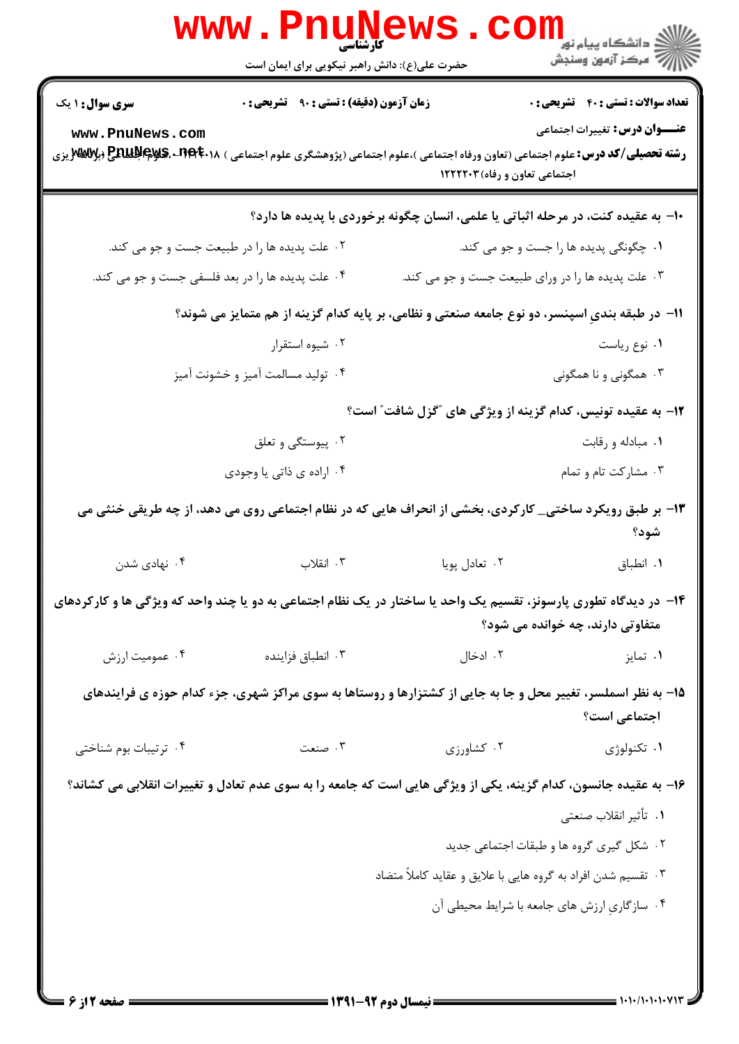**تعداد سوالات : تستی : ۴۰ تشریحی : ۰** | **زمان آزمون (دقیقه) : تستی : ۹۰ تشریحی : ۰** | **سری سوال : ۱ یک**

**عنـــوان درس:** تغییرات اجتماعی

**رشته تحصیلی/کد درس:** علوم اجتماعی (تعاون ورفاه اجتماعی )،علوم اجتماعی (پژوهشگری علوم اجتماعی ) ۱۲۲۲۰۱۸ - ،علوم اجتماعی (برنامه ریزی اجتماعی تعاون و رفاه) ۱۲۲۲۲۰۳

**۱۰- به عقیده کنت، در مرحله اثباتی یا علمی، انسان چگونه برخوردی با پدیده ها دارد؟**

۱. چگونگی پدیده ها را جست و جو می کند.

۲. علت پدیده ها را در طبیعت جست و جو می کند.

۳. علت پدیده ها را در ورای طبیعت جست و جو می کند.

۴. علت پدیده ها را در بعد فلسفی جست و جو می کند.

**۱۱- در طبقه بندیِ اسپنسر، دو نوع جامعه صنعتی و نظامی، بر پایه کدام گزینه از هم متمایز می شوند؟**

۱. نوع ریاست

۲. شیوه استقرار

۳. همگونی و نا همگونی

۴. تولید مسالمت آمیز و خشونت آمیز

**۱۲- به عقیده تونیس، کدام گزینه از ویژگی های "گزل شافت" است؟**

۱. مبادله و رقابت

۲. پیوستگی و تعلق

۳. مشارکت تام و تمام

۴. اراده ی ذاتی یا وجودی

**۱۳- بر طبق رویکرد ساختی_ کارکردی، بخشی از انحراف هایی که در نظام اجتماعی روی می دهد، از چه طریقی خنثی می شود؟**

۱. انطباق

۲. تعادل پویا

۳. انقلاب

۴. نهادی شدن

**۱۴- در دیدگاه تطوری پارسونز، تقسیم یک واحد یا ساختار در یک نظام اجتماعی به دو یا چند واحد که ویژگی ها و کارکردهای متفاوتی دارند، چه خوانده می شود؟**

۱. تمایز

۲. ادخال

۳. انطباق فزاینده

۴. عمومیت ارزش

**۱۵- به نظر اسملسر، تغییر محل و جا به جایی از کشتزارها و روستاها به سوی مراکز شهری، جزء کدام حوزه ی فرایندهای اجتماعی است؟**

۱. تکنولوژی

۲. کشاورزی

۳. صنعت

۴. ترتیبات بوم شناختی

**۱۶- به عقیده جانسون، کدام گزینه، یکی از ویژگی هایی است که جامعه را به سوی عدم تعادل و تغییرات انقلابی می کشاند؟**

۱. تأثیر انقلاب صنعتی

۲. شکل گیری گروه ها و طبقات اجتماعی جدید

۳. تقسیم شدن افراد به گروه هایی با علایق و عقاید کاملاً متضاد

۴. سازگاریِ ارزش های جامعه با شرایط محیطی آن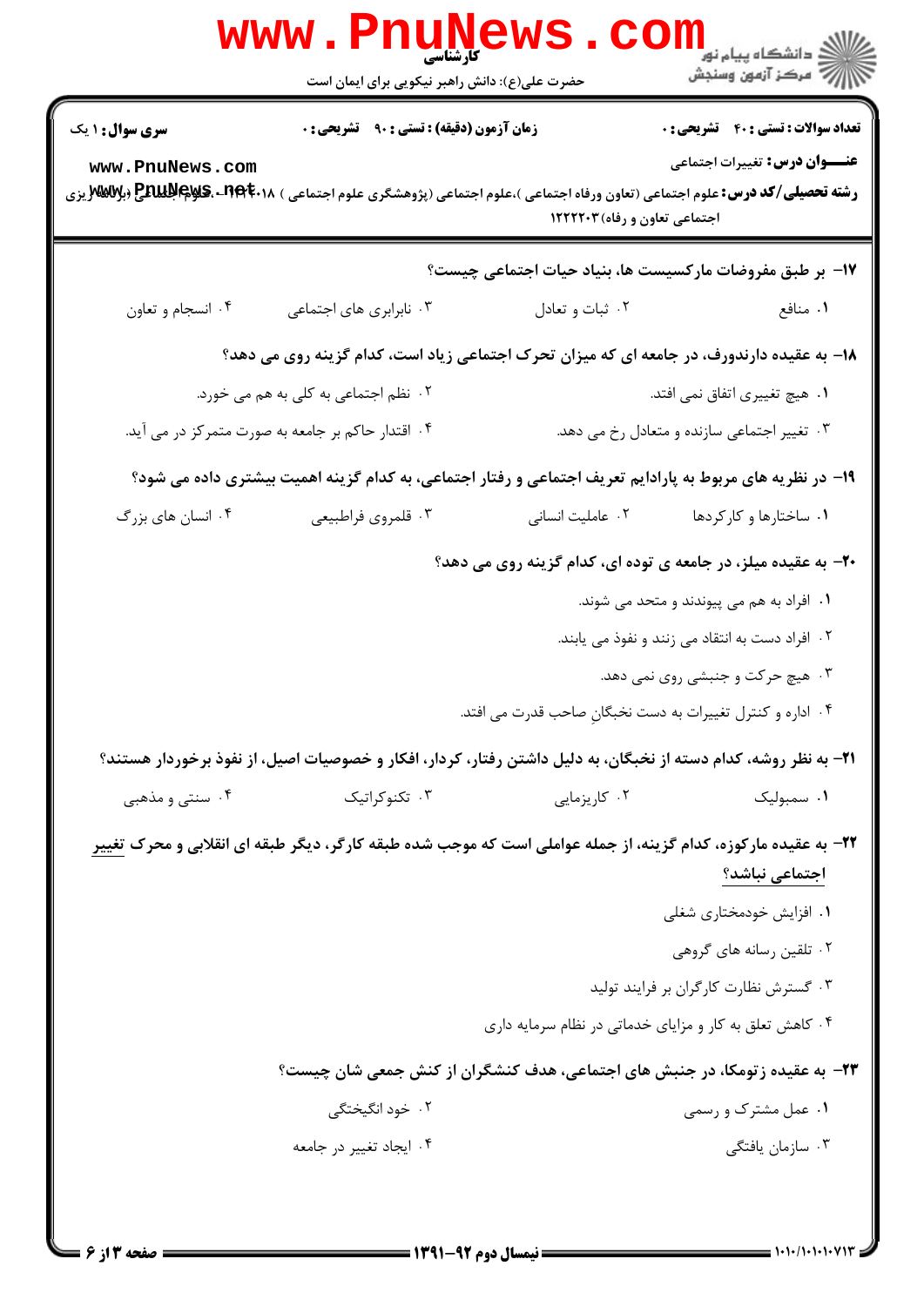**سری سوال:** ۱ یک

**زمان آزمون (دقیقه) : تستی :** ۹۰ **تشریحی :** ۰

**تعداد سوالات : تستی :** ۴۰ **تشریحی :** ۰

**عنـــوان درس:** تغییرات اجتماعی

**رشته تحصیلی/کد درس:** علوم اجتماعی (تعاون ورفاه اجتماعی )،علوم اجتماعی (پژوهشگری علوم اجتماعی ) ۱۲۲۲۰۱۸ - ،علوم اجتماعی (برنامه ریزی اجتماعی تعاون و رفاه)۱۲۲۲۲۰۳

۱۷- بر طبق مفروضات مارکسیست ها، بنیاد حیات اجتماعی چیست؟

۱. منافع
۲. ثبات و تعادل
۳. نابرابری های اجتماعی
۴. انسجام و تعاون

۱۸- به عقیده دارندورف، در جامعه ای که میزان تحرک اجتماعی زیاد است، کدام گزینه روی می دهد؟

۱. هیچ تغییری اتفاق نمی افتد.
۲. نظم اجتماعی به کلی به هم می خورد.
۳. تغییر اجتماعی سازنده و متعادل رخ می دهد.
۴. اقتدار حاکم بر جامعه به صورت متمرکز در می آید.

۱۹- در نظریه های مربوط به پارادایم تعریف اجتماعی و رفتار اجتماعی، به کدام گزینه اهمیت بیشتری داده می شود؟

۱. ساختارها و کارکردها
۲. عاملیت انسانی
۳. قلمروی فراطبیعی
۴. انسان های بزرگ

۲۰- به عقیده میلز، در جامعه ی توده ای، کدام گزینه روی می دهد؟

۱. افراد به هم می پیوندند و متحد می شوند.
۲. افراد دست به انتقاد می زنند و نفوذ می یابند.
۳. هیچ حرکت و جنبشی روی نمی دهد.
۴. اداره و کنترل تغییرات به دست نخبگانِ صاحب قدرت می افتد.

۲۱- به نظر روشه، کدام دسته از نخبگان، به دلیل داشتن رفتار، کردار، افکار و خصوصیات اصیل، از نفوذ برخوردار هستند؟

۱. سمبولیک
۲. کاریزمایی
۳. تکنوکراتیک
۴. سنتی و مذهبی

۲۲- به عقیده مارکوزه، کدام گزینه، از جمله عواملی است که موجب شده طبقه کارگر، دیگر طبقه ای انقلابی و محرک تغییر اجتماعی نباشد؟

۱. افزایش خودمختاری شغلی
۲. تلقین رسانه های گروهی
۳. گسترش نظارت کارگران بر فرایند تولید
۴. کاهش تعلق به کار و مزایای خدماتی در نظام سرمایه داری

۲۳- به عقیده زتومکا، در جنبش های اجتماعی، هدف کنشگران از کنش جمعی شان چیست؟

۱. عمل مشترک و رسمی
۲. خود انگیختگی
۳. سازمان یافتگی
۴. ایجاد تغییر در جامعه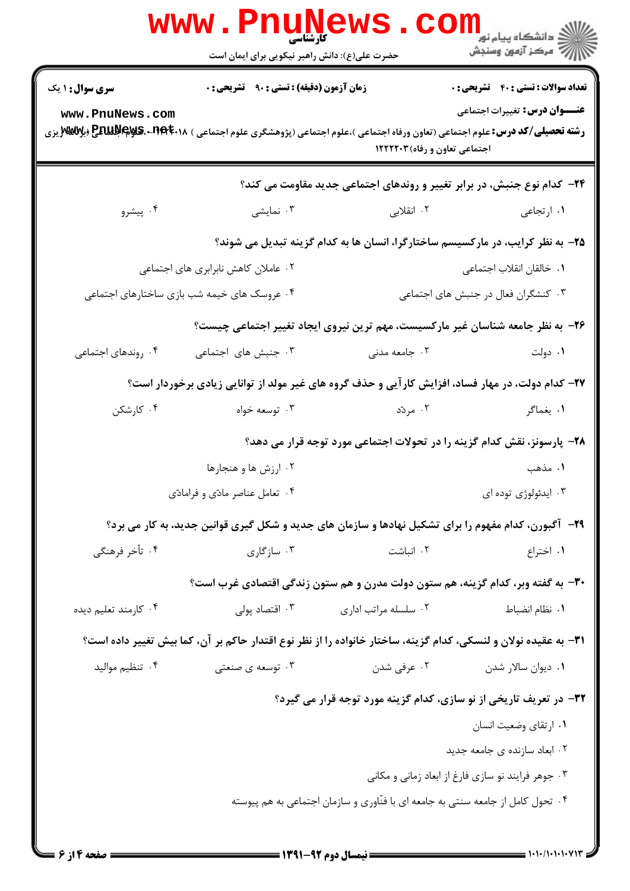۲۴- کدام نوع جنبش، در برابر تغییر و روندهای اجتماعی جدید مقاومت می کند؟

۱. ارتجاعی ۲. انقلابی ۳. نمایشی ۴. پیشرو

۲۵- به نظر کرایب، در مارکسیسم ساختارگرا، انسان ها به کدام گزینه تبدیل می شوند؟

۱. خالقان انقلاب اجتماعی
۲. عاملان کاهش نابرابری های اجتماعی
۳. کنشگران فعال در جنبش های اجتماعی
۴. عروسک های خیمه شب بازی ساختارهای اجتماعی

۲۶- به نظر جامعه شناسان غیر مارکسیست، مهم ترین نیروی ایجاد تغییر اجتماعی چیست؟

۱. دولت ۲. جامعه مدنی ۳. جنبش های اجتماعی ۴. روندهای اجتماعی

۲۷- کدام دولت، در مهار فساد، افزایش کارآیی و حذف گروه های غیر مولد از توانایی زیادی برخوردار است؟

۱. یغماگر ۲. مردّد ۳. توسعه خواه ۴. کارشکن

۲۸- پارسونز، نقش کدام گزینه را در تحولات اجتماعی مورد توجه قرار می دهد؟

۱. مذهب
۲. ارزش ها و هنجارها
۳. ایدئولوژی توده ای
۴. تعامل عناصر مادّی و فرامادّی

۲۹- آگبورن، کدام مفهوم را برای تشکیل نهادها و سازمان های جدید و شکل گیری قوانین جدید، به کار می برد؟

۱. اختراع ۲. انباشت ۳. سازگاری ۴. تأخر فرهنگی

۳۰- به گفته وبر، کدام گزینه، هم ستون دولت مدرن و هم ستون زندگی اقتصادی غرب است؟

۱. نظام انضباط ۲. سلسله مراتب اداری ۳. اقتصاد پولی ۴. کارمند تعلیم دیده

۳۱- به عقیده نولان و لنسکی، کدام گزینه، ساختار خانواده را از نظر نوع اقتدار حاکم بر آن، کما بیش تغییر داده است؟

۱. دیوان سالار شدن ۲. عرفی شدن ۳. توسعه ی صنعتی ۴. تنظیم موالید

۳۲- در تعریف تاریخی از نو سازی، کدام گزینه مورد توجه قرار می گیرد؟

۱. ارتقای وضعیت انسان
۲. ابعاد سازنده ی جامعه جدید
۳. جوهر فرایند نو سازی فارغ از ابعاد زمانی و مکانی
۴. تحول کامل از جامعه سنتی به جامعه ای با فنّاوری و سازمان اجتماعی به هم پیوسته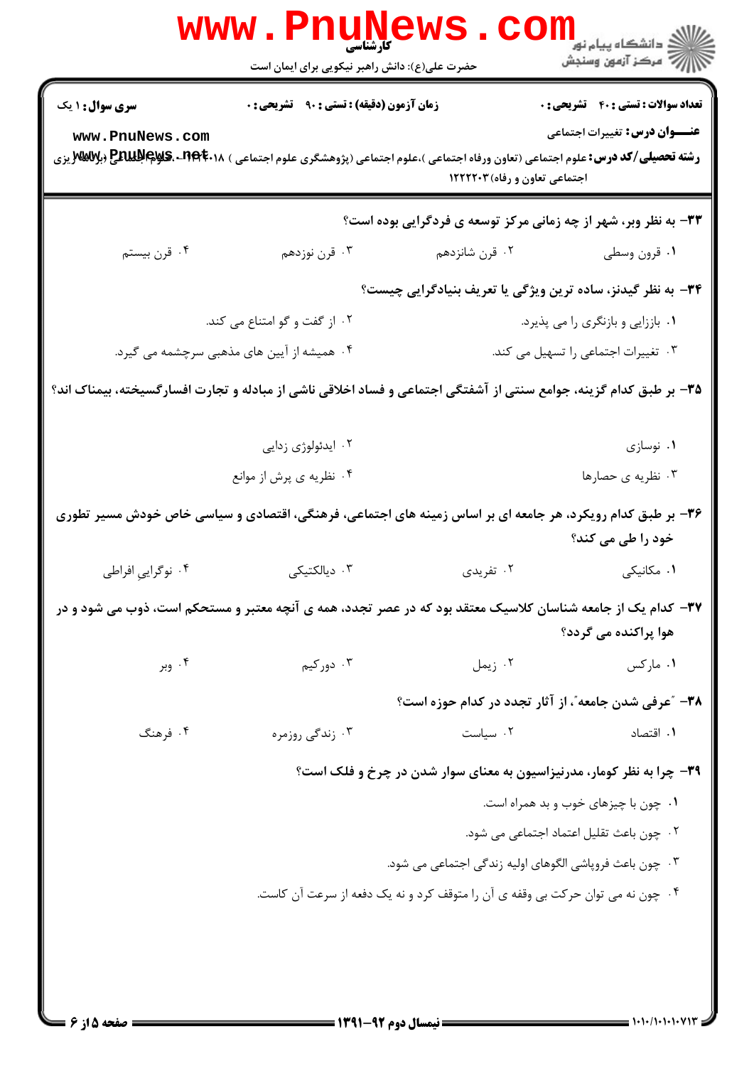۳۳- به نظر وبر، شهر از چه زمانی مرکز توسعه ی فردگرایی بوده است؟

۱. قرون وسطی
۲. قرن شانزدهم
۳. قرن نوزدهم
۴. قرن بیستم

۳۴- به نظر گیدنز، ساده ترین ویژگی یا تعریف بنیادگرایی چیست؟

۱. باززایی و بازنگری را می پذیرد.
۲. از گفت و گو امتناع می کند.
۳. تغییرات اجتماعی را تسهیل می کند.
۴. همیشه از آیین های مذهبی سرچشمه می گیرد.

۳۵- بر طبق کدام گزینه، جوامع سنتی از آشفتگی اجتماعی و فساد اخلاقی ناشی از مبادله و تجارت افسارگسیخته، بیمناک اند؟

۱. نوسازی
۲. ایدئولوژی زدایی
۳. نظریه ی حصارها
۴. نظریه ی پرش از موانع

۳۶- بر طبق کدام رویکرد، هر جامعه ای بر اساس زمینه های اجتماعی، فرهنگی، اقتصادی و سیاسی خاص خودش مسیر تطوری خود را طی می کند؟

۱. مکانیکی
۲. تفریدی
۳. دیالکتیکی
۴. نوگراییِ افراطی

۳۷- کدام یک از جامعه شناسان کلاسیک معتقد بود که در عصر تجدد، همه ی آنچه معتبر و مستحکم است، ذوب می شود و در هوا پراکنده می گردد؟

۱. مارکس
۲. زیمل
۳. دورکیم
۴. وبر

۳۸- "عرفی شدن جامعه"، از آثار تجدد در کدام حوزه است؟

۱. اقتصاد
۲. سیاست
۳. زندگی روزمره
۴. فرهنگ

۳۹- چرا به نظر کومار، مدرنیزاسیون به معنای سوار شدن در چرخ و فلک است؟

۱. چون با چیزهای خوب و بد همراه است.
۲. چون باعث تقلیل اعتماد اجتماعی می شود.
۳. چون باعث فروپاشی الگوهای اولیه زندگی اجتماعی می شود.
۴. چون نه می توان حرکت بی وقفه ی آن را متوقف کرد و نه یک دفعه از سرعت آن کاست.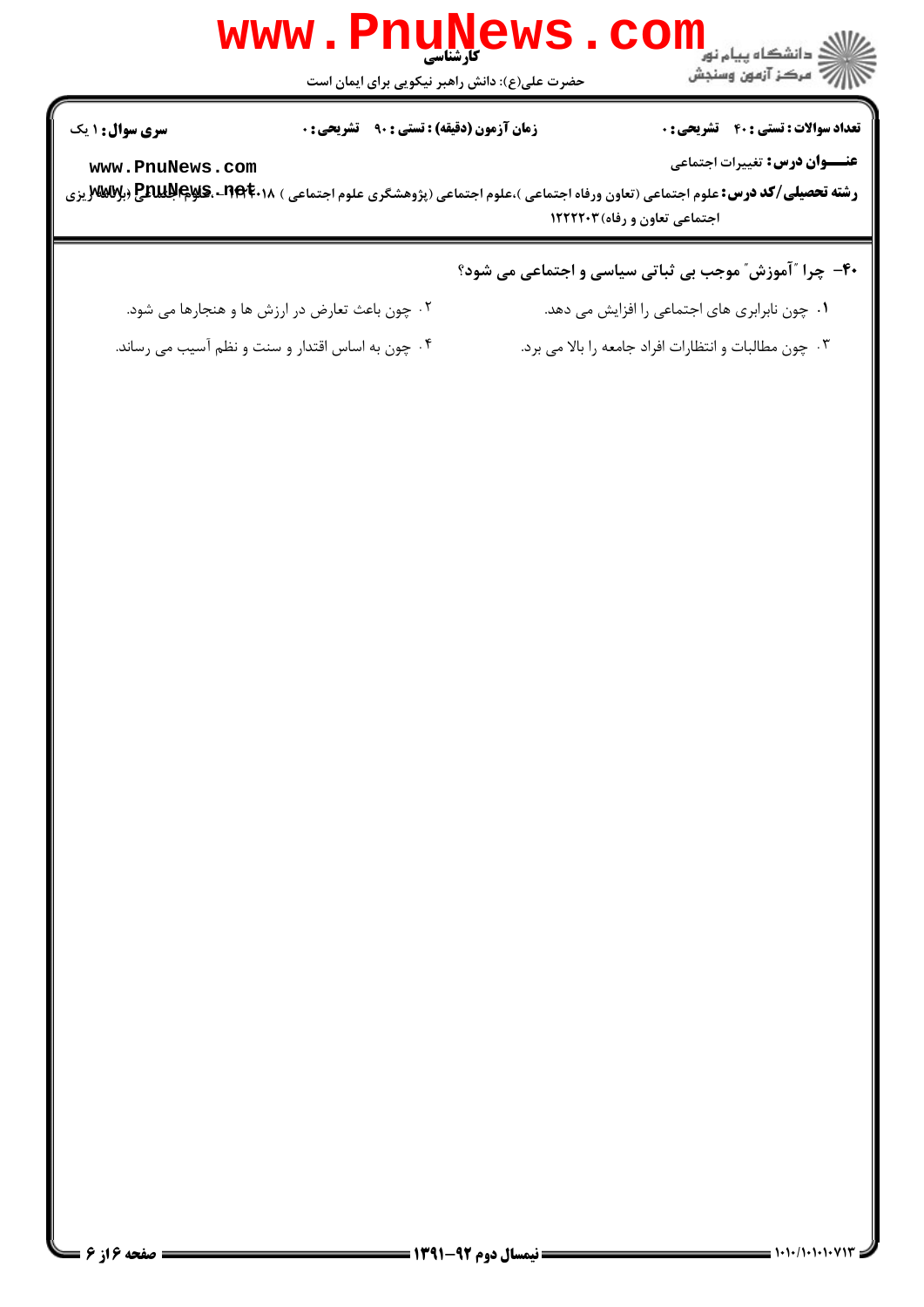**۴۰- چرا "آموزش" موجب بی ثباتی سیاسی و اجتماعی می شود؟**

۱. چون نابرابری های اجتماعی را افزایش می دهد.

۲. چون باعث تعارض در ارزش ها و هنجارها می شود.

۳. چون مطالبات و انتظارات افراد جامعه را بالا می برد.

۴. چون به اساس اقتدار و سنت و نظم آسیب می رساند.